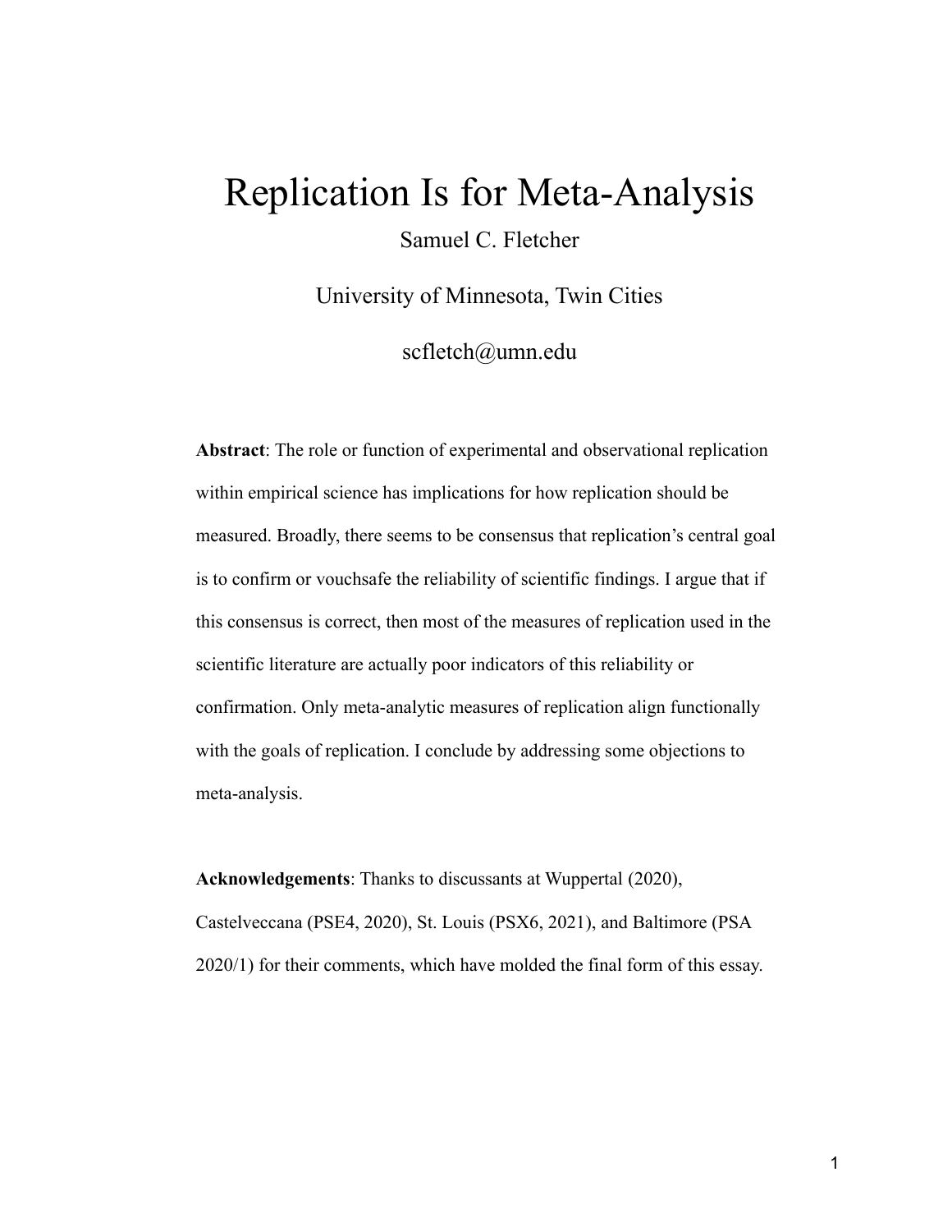# Replication Is for Meta-Analysis

Samuel C. Fletcher

University of Minnesota, Twin Cities

scfletch@umn.edu

**Abstract**: The role or function of experimental and observational replication within empirical science has implications for how replication should be measured. Broadly, there seems to be consensus that replication's central goal is to confirm or vouchsafe the reliability of scientific findings. I argue that if this consensus is correct, then most of the measures of replication used in the scientific literature are actually poor indicators of this reliability or confirmation. Only meta-analytic measures of replication align functionally with the goals of replication. I conclude by addressing some objections to meta-analysis.

**Acknowledgements**: Thanks to discussants at Wuppertal (2020), Castelveccana (PSE4, 2020), St. Louis (PSX6, 2021), and Baltimore (PSA 2020/1) for their comments, which have molded the final form of this essay.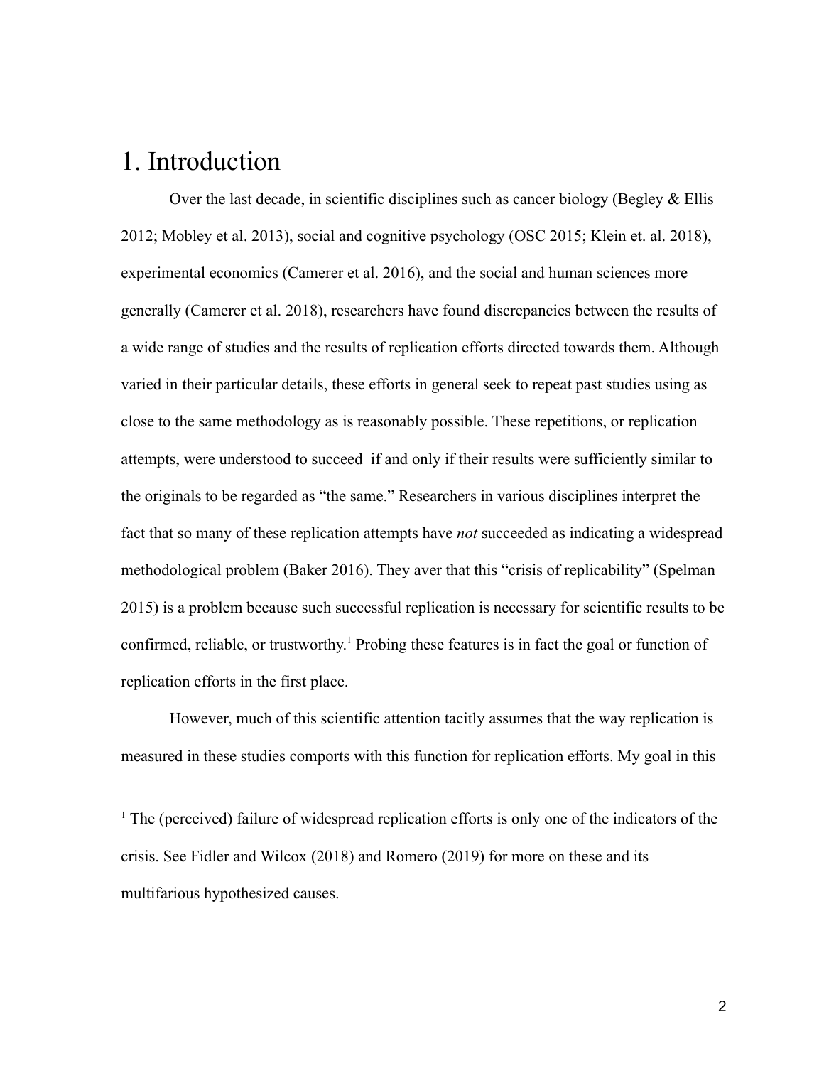# 1. Introduction

Over the last decade, in scientific disciplines such as cancer biology (Begley & Ellis 2012; Mobley et al. 2013), social and cognitive psychology (OSC 2015; Klein et. al. 2018), experimental economics (Camerer et al. 2016), and the social and human sciences more generally (Camerer et al. 2018), researchers have found discrepancies between the results of a wide range of studies and the results of replication efforts directed towards them. Although varied in their particular details, these efforts in general seek to repeat past studies using as close to the same methodology as is reasonably possible. These repetitions, or replication attempts, were understood to succeed if and only if their results were sufficiently similar to the originals to be regarded as "the same." Researchers in various disciplines interpret the fact that so many of these replication attempts have *not* succeeded as indicating a widespread methodological problem (Baker 2016). They aver that this "crisis of replicability" (Spelman 2015) is a problem because such successful replication is necessary for scientific results to be confirmed, reliable, or trustworthy.[1] Probing these features is in fact the goal or function of replication efforts in the first place.

However, much of this scientific attention tacitly assumes that the way replication is measured in these studies comports with this function for replication efforts. My goal in this

[1] The (perceived) failure of widespread replication efforts is only one of the indicators of the crisis. See Fidler and Wilcox (2018) and Romero (2019) for more on these and its multifarious hypothesized causes.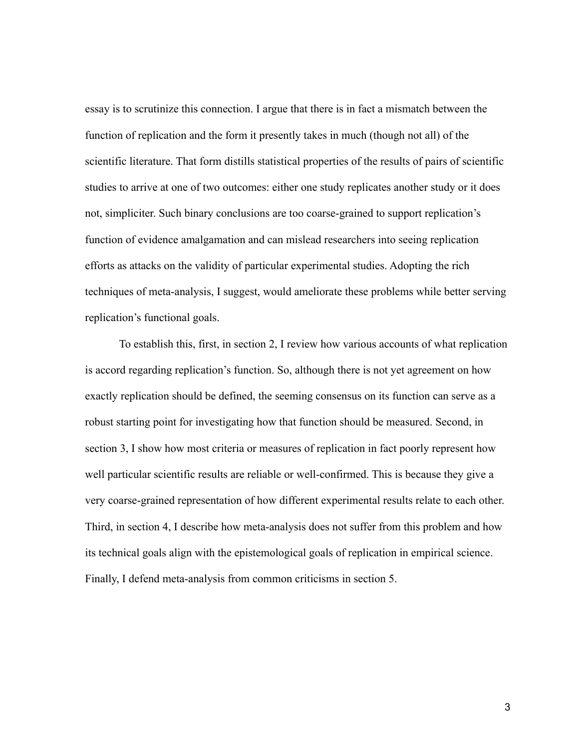essay is to scrutinize this connection. I argue that there is in fact a mismatch between the function of replication and the form it presently takes in much (though not all) of the scientific literature. That form distills statistical properties of the results of pairs of scientific studies to arrive at one of two outcomes: either one study replicates another study or it does not, simpliciter. Such binary conclusions are too coarse-grained to support replication's function of evidence amalgamation and can mislead researchers into seeing replication efforts as attacks on the validity of particular experimental studies. Adopting the rich techniques of meta-analysis, I suggest, would ameliorate these problems while better serving replication's functional goals.

To establish this, first, in section 2, I review how various accounts of what replication is accord regarding replication's function. So, although there is not yet agreement on how exactly replication should be defined, the seeming consensus on its function can serve as a robust starting point for investigating how that function should be measured. Second, in section 3, I show how most criteria or measures of replication in fact poorly represent how well particular scientific results are reliable or well-confirmed. This is because they give a very coarse-grained representation of how different experimental results relate to each other. Third, in section 4, I describe how meta-analysis does not suffer from this problem and how its technical goals align with the epistemological goals of replication in empirical science. Finally, I defend meta-analysis from common criticisms in section 5.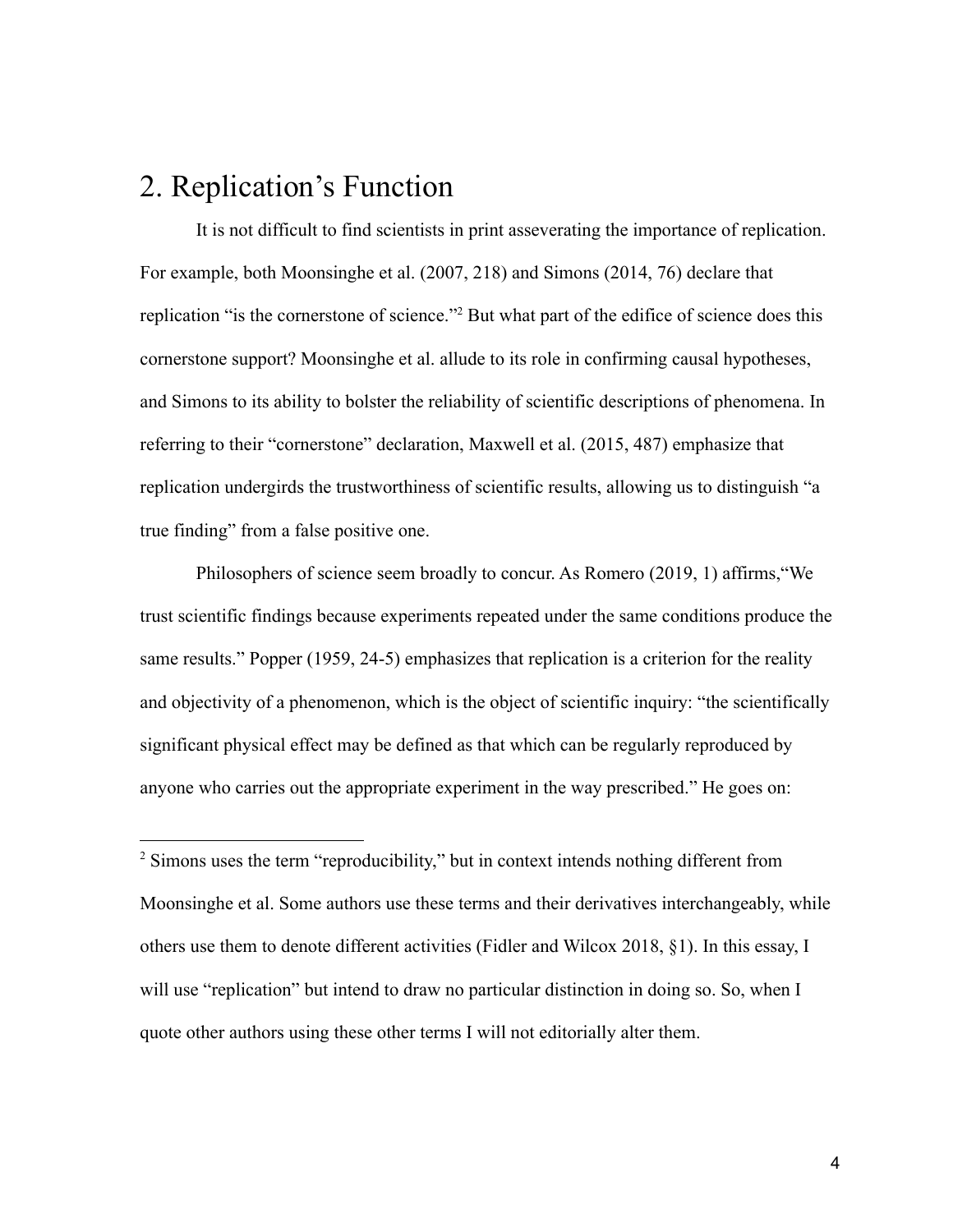## 2. Replication's Function

It is not difficult to find scientists in print asseverating the importance of replication. For example, both Moonsinghe et al. (2007, 218) and Simons (2014, 76) declare that replication "is the cornerstone of science."[2] But what part of the edifice of science does this cornerstone support? Moonsinghe et al. allude to its role in confirming causal hypotheses, and Simons to its ability to bolster the reliability of scientific descriptions of phenomena. In referring to their "cornerstone" declaration, Maxwell et al. (2015, 487) emphasize that replication undergirds the trustworthiness of scientific results, allowing us to distinguish "a true finding" from a false positive one.

Philosophers of science seem broadly to concur. As Romero (2019, 1) affirms,"We trust scientific findings because experiments repeated under the same conditions produce the same results." Popper (1959, 24-5) emphasizes that replication is a criterion for the reality and objectivity of a phenomenon, which is the object of scientific inquiry: "the scientifically significant physical effect may be defined as that which can be regularly reproduced by anyone who carries out the appropriate experiment in the way prescribed." He goes on:

---

[2] Simons uses the term "reproducibility," but in context intends nothing different from Moonsinghe et al. Some authors use these terms and their derivatives interchangeably, while others use them to denote different activities (Fidler and Wilcox 2018, §1). In this essay, I will use "replication" but intend to draw no particular distinction in doing so. So, when I quote other authors using these other terms I will not editorially alter them.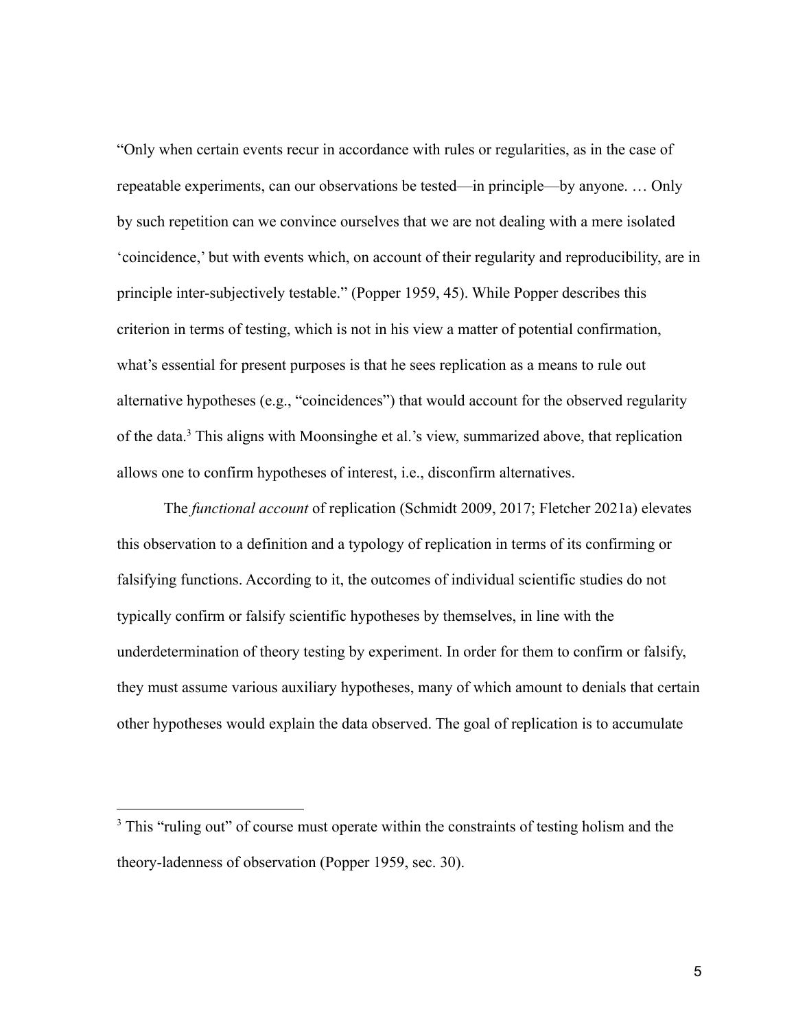"Only when certain events recur in accordance with rules or regularities, as in the case of repeatable experiments, can our observations be tested—in principle—by anyone. … Only by such repetition can we convince ourselves that we are not dealing with a mere isolated 'coincidence,' but with events which, on account of their regularity and reproducibility, are in principle inter-subjectively testable." (Popper 1959, 45). While Popper describes this criterion in terms of testing, which is not in his view a matter of potential confirmation, what's essential for present purposes is that he sees replication as a means to rule out alternative hypotheses (e.g., "coincidences") that would account for the observed regularity of the data.[3] This aligns with Moonsinghe et al.'s view, summarized above, that replication allows one to confirm hypotheses of interest, i.e., disconfirm alternatives.

The *functional account* of replication (Schmidt 2009, 2017; Fletcher 2021a) elevates this observation to a definition and a typology of replication in terms of its confirming or falsifying functions. According to it, the outcomes of individual scientific studies do not typically confirm or falsify scientific hypotheses by themselves, in line with the underdetermination of theory testing by experiment. In order for them to confirm or falsify, they must assume various auxiliary hypotheses, many of which amount to denials that certain other hypotheses would explain the data observed. The goal of replication is to accumulate

[3] This "ruling out" of course must operate within the constraints of testing holism and the theory-ladenness of observation (Popper 1959, sec. 30).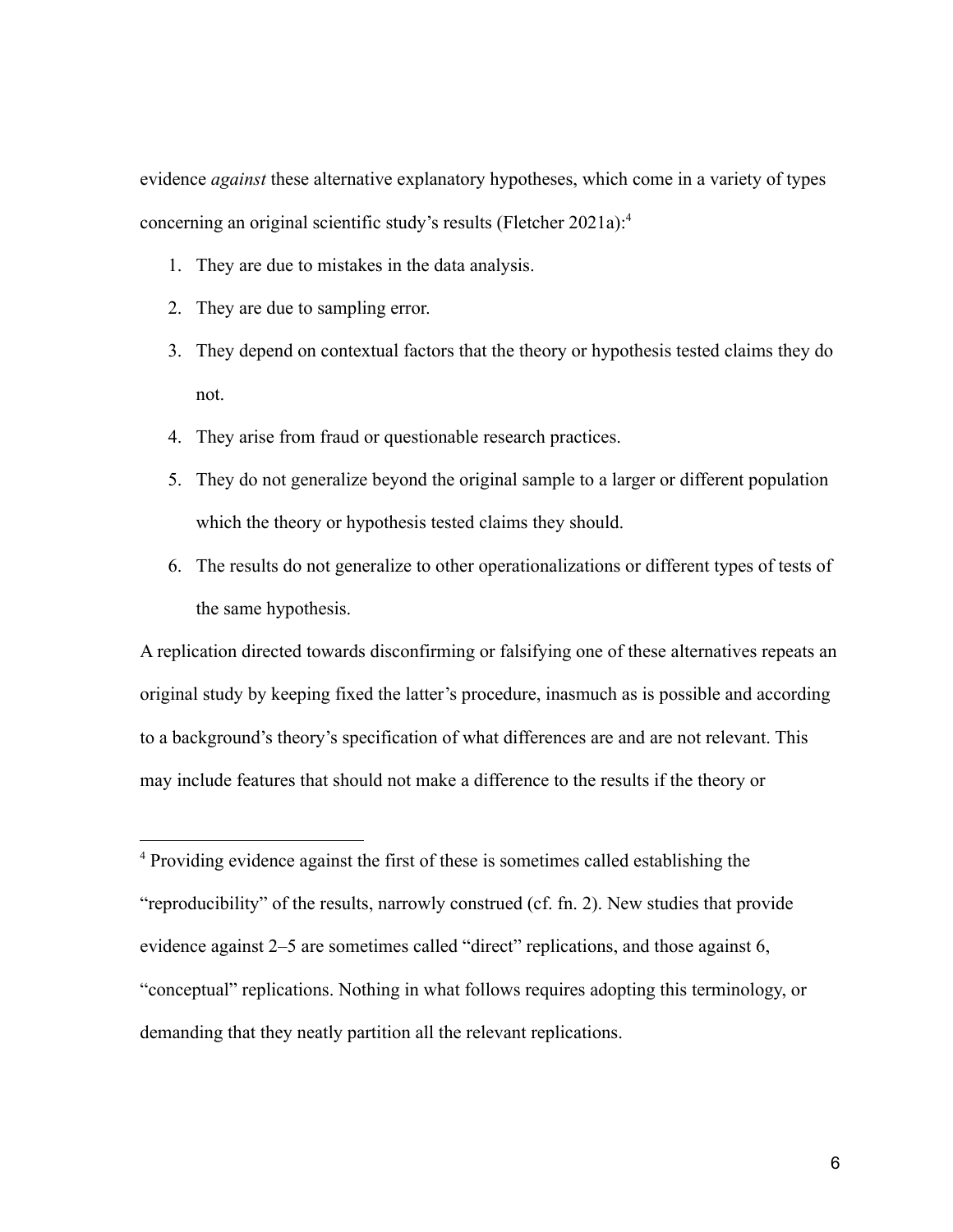evidence *against* these alternative explanatory hypotheses, which come in a variety of types concerning an original scientific study's results (Fletcher 2021a):[4]

1. They are due to mistakes in the data analysis.
2. They are due to sampling error.
3. They depend on contextual factors that the theory or hypothesis tested claims they do not.
4. They arise from fraud or questionable research practices.
5. They do not generalize beyond the original sample to a larger or different population which the theory or hypothesis tested claims they should.
6. The results do not generalize to other operationalizations or different types of tests of the same hypothesis.

A replication directed towards disconfirming or falsifying one of these alternatives repeats an original study by keeping fixed the latter's procedure, inasmuch as is possible and according to a background's theory's specification of what differences are and are not relevant. This may include features that should not make a difference to the results if the theory or

---

[4] Providing evidence against the first of these is sometimes called establishing the "reproducibility" of the results, narrowly construed (cf. fn. 2). New studies that provide evidence against 2–5 are sometimes called "direct" replications, and those against 6, "conceptual" replications. Nothing in what follows requires adopting this terminology, or demanding that they neatly partition all the relevant replications.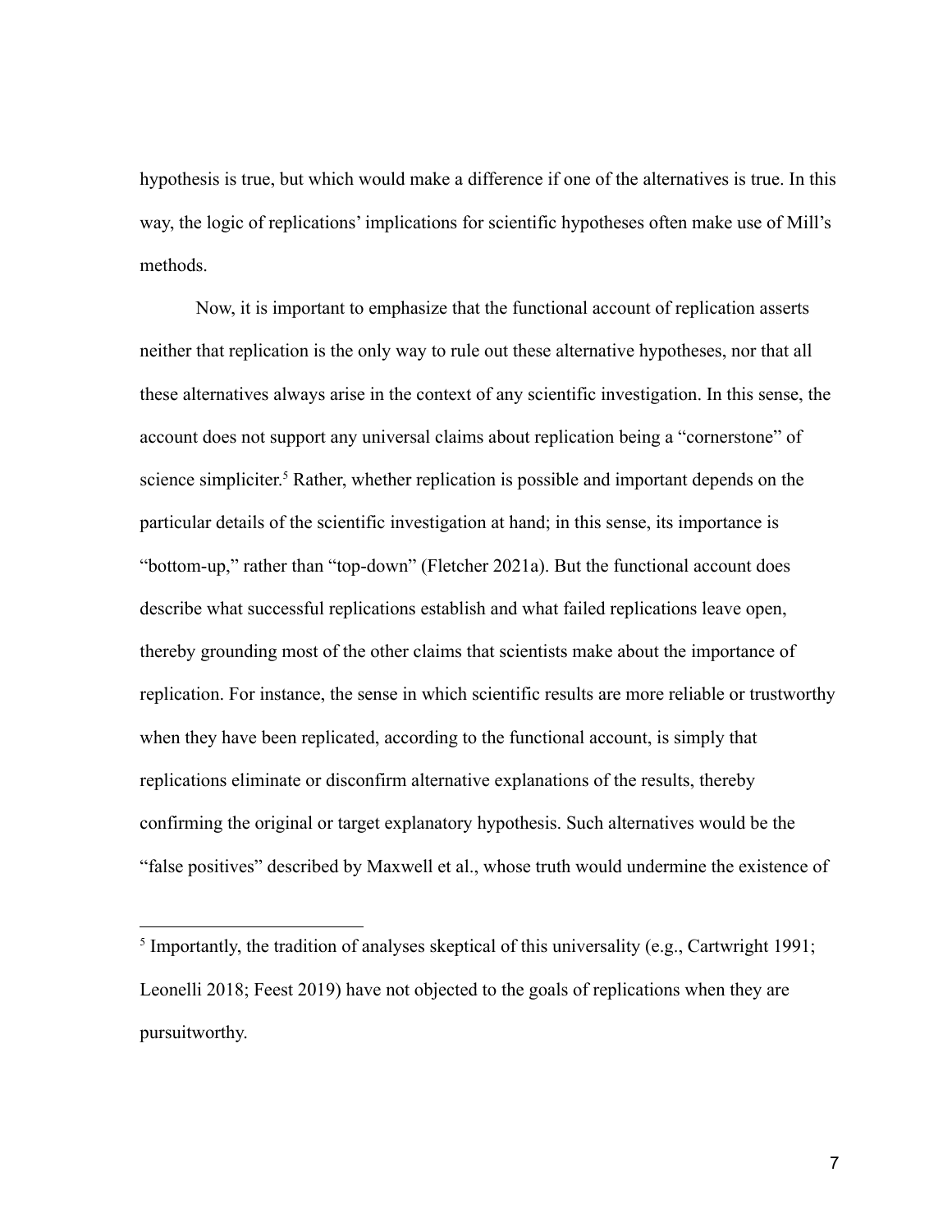hypothesis is true, but which would make a difference if one of the alternatives is true. In this way, the logic of replications' implications for scientific hypotheses often make use of Mill's methods.

Now, it is important to emphasize that the functional account of replication asserts neither that replication is the only way to rule out these alternative hypotheses, nor that all these alternatives always arise in the context of any scientific investigation. In this sense, the account does not support any universal claims about replication being a "cornerstone" of science simpliciter.[5] Rather, whether replication is possible and important depends on the particular details of the scientific investigation at hand; in this sense, its importance is "bottom-up," rather than "top-down" (Fletcher 2021a). But the functional account does describe what successful replications establish and what failed replications leave open, thereby grounding most of the other claims that scientists make about the importance of replication. For instance, the sense in which scientific results are more reliable or trustworthy when they have been replicated, according to the functional account, is simply that replications eliminate or disconfirm alternative explanations of the results, thereby confirming the original or target explanatory hypothesis. Such alternatives would be the "false positives" described by Maxwell et al., whose truth would undermine the existence of

---

[5] Importantly, the tradition of analyses skeptical of this universality (e.g., Cartwright 1991; Leonelli 2018; Feest 2019) have not objected to the goals of replications when they are pursuitworthy.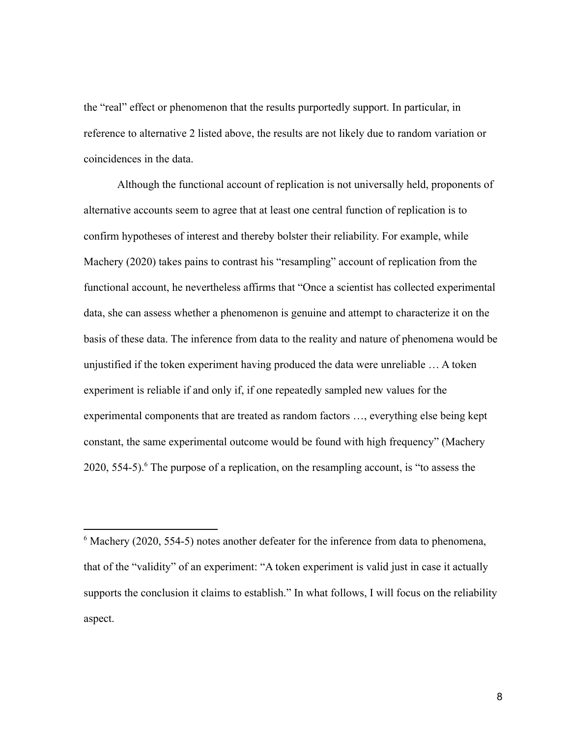the "real" effect or phenomenon that the results purportedly support. In particular, in reference to alternative 2 listed above, the results are not likely due to random variation or coincidences in the data.

Although the functional account of replication is not universally held, proponents of alternative accounts seem to agree that at least one central function of replication is to confirm hypotheses of interest and thereby bolster their reliability. For example, while Machery (2020) takes pains to contrast his "resampling" account of replication from the functional account, he nevertheless affirms that "Once a scientist has collected experimental data, she can assess whether a phenomenon is genuine and attempt to characterize it on the basis of these data. The inference from data to the reality and nature of phenomena would be unjustified if the token experiment having produced the data were unreliable … A token experiment is reliable if and only if, if one repeatedly sampled new values for the experimental components that are treated as random factors …, everything else being kept constant, the same experimental outcome would be found with high frequency" (Machery 2020, 554-5).[6] The purpose of a replication, on the resampling account, is "to assess the

---

[6] Machery (2020, 554-5) notes another defeater for the inference from data to phenomena, that of the "validity" of an experiment: "A token experiment is valid just in case it actually supports the conclusion it claims to establish." In what follows, I will focus on the reliability aspect.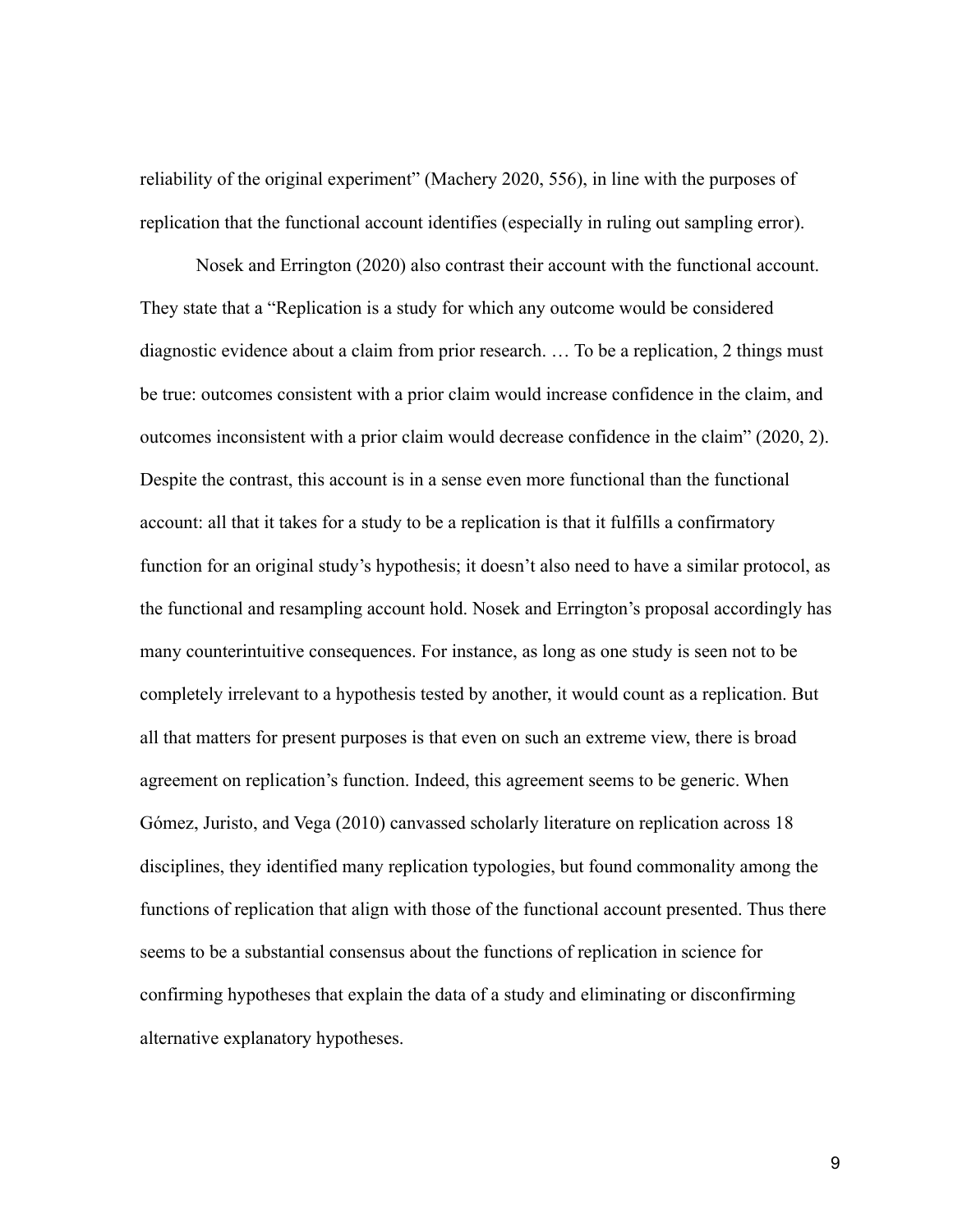reliability of the original experiment" (Machery 2020, 556), in line with the purposes of replication that the functional account identifies (especially in ruling out sampling error).

Nosek and Errington (2020) also contrast their account with the functional account. They state that a "Replication is a study for which any outcome would be considered diagnostic evidence about a claim from prior research. … To be a replication, 2 things must be true: outcomes consistent with a prior claim would increase confidence in the claim, and outcomes inconsistent with a prior claim would decrease confidence in the claim" (2020, 2). Despite the contrast, this account is in a sense even more functional than the functional account: all that it takes for a study to be a replication is that it fulfills a confirmatory function for an original study's hypothesis; it doesn't also need to have a similar protocol, as the functional and resampling account hold. Nosek and Errington's proposal accordingly has many counterintuitive consequences. For instance, as long as one study is seen not to be completely irrelevant to a hypothesis tested by another, it would count as a replication. But all that matters for present purposes is that even on such an extreme view, there is broad agreement on replication's function. Indeed, this agreement seems to be generic. When Gómez, Juristo, and Vega (2010) canvassed scholarly literature on replication across 18 disciplines, they identified many replication typologies, but found commonality among the functions of replication that align with those of the functional account presented. Thus there seems to be a substantial consensus about the functions of replication in science for confirming hypotheses that explain the data of a study and eliminating or disconfirming alternative explanatory hypotheses.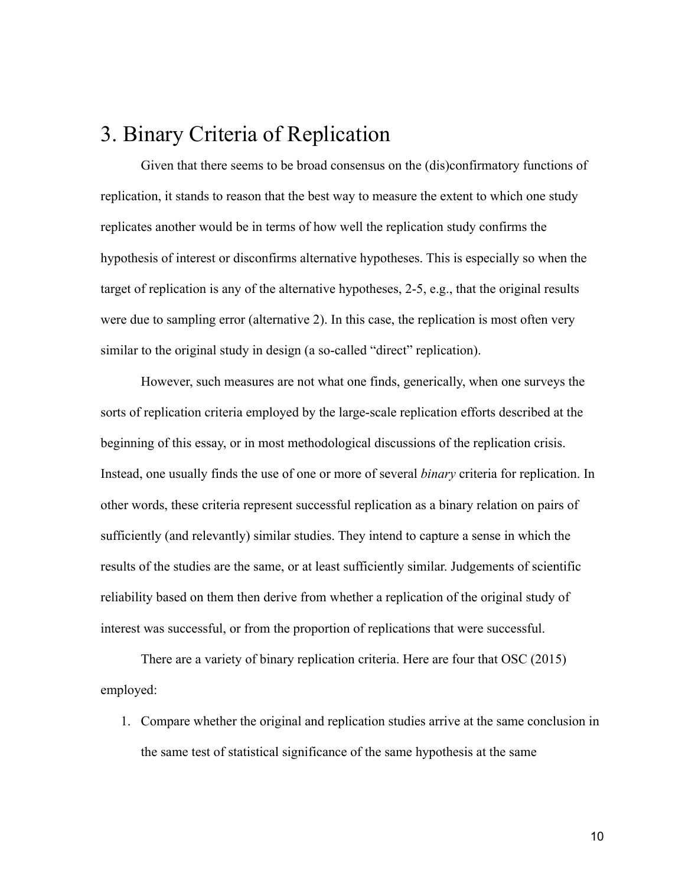# 3. Binary Criteria of Replication

Given that there seems to be broad consensus on the (dis)confirmatory functions of replication, it stands to reason that the best way to measure the extent to which one study replicates another would be in terms of how well the replication study confirms the hypothesis of interest or disconfirms alternative hypotheses. This is especially so when the target of replication is any of the alternative hypotheses, 2-5, e.g., that the original results were due to sampling error (alternative 2). In this case, the replication is most often very similar to the original study in design (a so-called "direct" replication).

However, such measures are not what one finds, generically, when one surveys the sorts of replication criteria employed by the large-scale replication efforts described at the beginning of this essay, or in most methodological discussions of the replication crisis. Instead, one usually finds the use of one or more of several *binary* criteria for replication. In other words, these criteria represent successful replication as a binary relation on pairs of sufficiently (and relevantly) similar studies. They intend to capture a sense in which the results of the studies are the same, or at least sufficiently similar. Judgements of scientific reliability based on them then derive from whether a replication of the original study of interest was successful, or from the proportion of replications that were successful.

There are a variety of binary replication criteria. Here are four that OSC (2015) employed:

1. Compare whether the original and replication studies arrive at the same conclusion in the same test of statistical significance of the same hypothesis at the same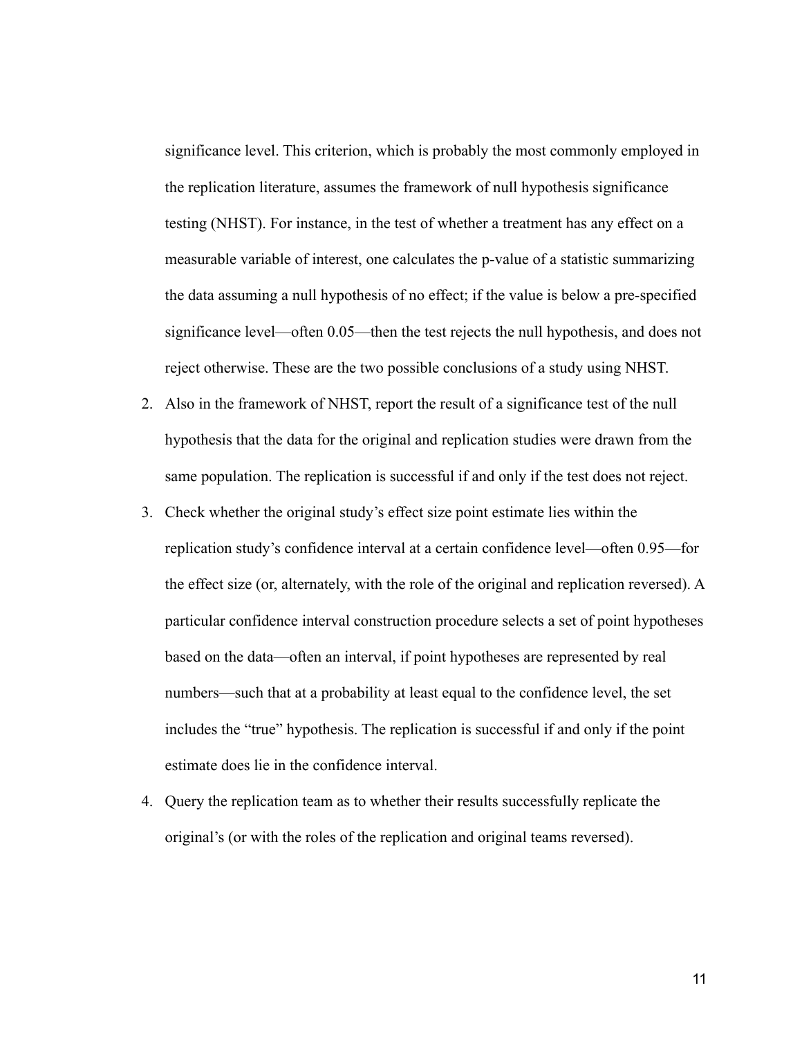significance level. This criterion, which is probably the most commonly employed in the replication literature, assumes the framework of null hypothesis significance testing (NHST). For instance, in the test of whether a treatment has any effect on a measurable variable of interest, one calculates the p-value of a statistic summarizing the data assuming a null hypothesis of no effect; if the value is below a pre-specified significance level—often 0.05—then the test rejects the null hypothesis, and does not reject otherwise. These are the two possible conclusions of a study using NHST.

2. Also in the framework of NHST, report the result of a significance test of the null hypothesis that the data for the original and replication studies were drawn from the same population. The replication is successful if and only if the test does not reject.
3. Check whether the original study's effect size point estimate lies within the replication study's confidence interval at a certain confidence level—often 0.95—for the effect size (or, alternately, with the role of the original and replication reversed). A particular confidence interval construction procedure selects a set of point hypotheses based on the data—often an interval, if point hypotheses are represented by real numbers—such that at a probability at least equal to the confidence level, the set includes the "true" hypothesis. The replication is successful if and only if the point estimate does lie in the confidence interval.
4. Query the replication team as to whether their results successfully replicate the original's (or with the roles of the replication and original teams reversed).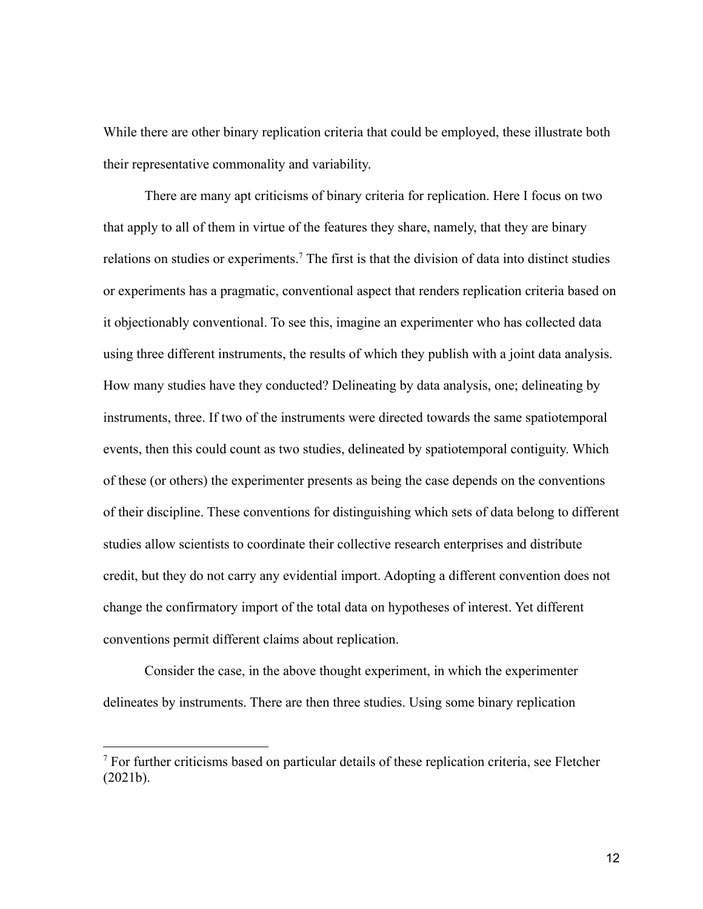While there are other binary replication criteria that could be employed, these illustrate both their representative commonality and variability.

There are many apt criticisms of binary criteria for replication. Here I focus on two that apply to all of them in virtue of the features they share, namely, that they are binary relations on studies or experiments.[7] The first is that the division of data into distinct studies or experiments has a pragmatic, conventional aspect that renders replication criteria based on it objectionably conventional. To see this, imagine an experimenter who has collected data using three different instruments, the results of which they publish with a joint data analysis. How many studies have they conducted? Delineating by data analysis, one; delineating by instruments, three. If two of the instruments were directed towards the same spatiotemporal events, then this could count as two studies, delineated by spatiotemporal contiguity. Which of these (or others) the experimenter presents as being the case depends on the conventions of their discipline. These conventions for distinguishing which sets of data belong to different studies allow scientists to coordinate their collective research enterprises and distribute credit, but they do not carry any evidential import. Adopting a different convention does not change the confirmatory import of the total data on hypotheses of interest. Yet different conventions permit different claims about replication.

Consider the case, in the above thought experiment, in which the experimenter delineates by instruments. There are then three studies. Using some binary replication

[7] For further criticisms based on particular details of these replication criteria, see Fletcher (2021b).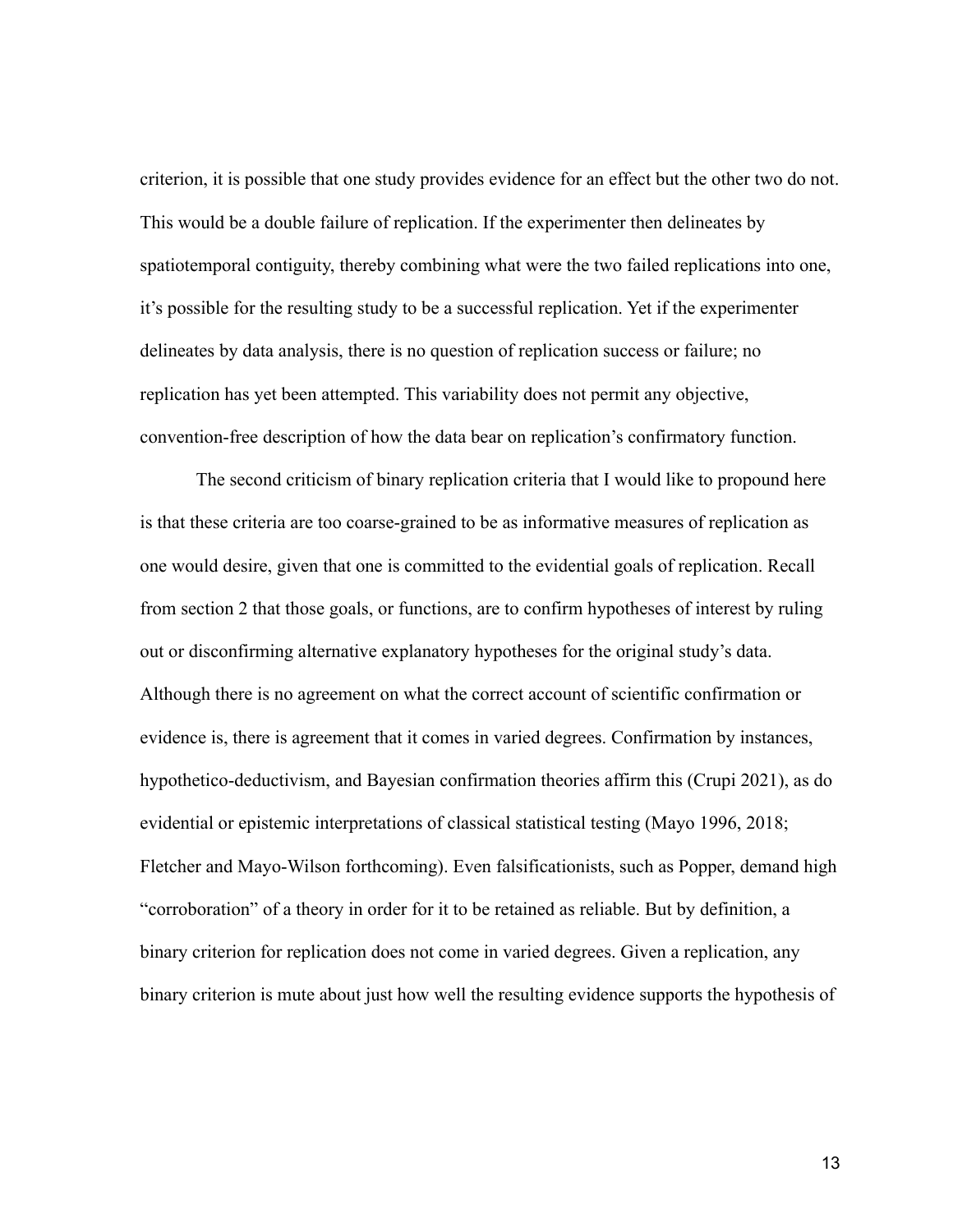criterion, it is possible that one study provides evidence for an effect but the other two do not. This would be a double failure of replication. If the experimenter then delineates by spatiotemporal contiguity, thereby combining what were the two failed replications into one, it's possible for the resulting study to be a successful replication. Yet if the experimenter delineates by data analysis, there is no question of replication success or failure; no replication has yet been attempted. This variability does not permit any objective, convention-free description of how the data bear on replication's confirmatory function.

The second criticism of binary replication criteria that I would like to propound here is that these criteria are too coarse-grained to be as informative measures of replication as one would desire, given that one is committed to the evidential goals of replication. Recall from section 2 that those goals, or functions, are to confirm hypotheses of interest by ruling out or disconfirming alternative explanatory hypotheses for the original study's data. Although there is no agreement on what the correct account of scientific confirmation or evidence is, there is agreement that it comes in varied degrees. Confirmation by instances, hypothetico-deductivism, and Bayesian confirmation theories affirm this (Crupi 2021), as do evidential or epistemic interpretations of classical statistical testing (Mayo 1996, 2018; Fletcher and Mayo-Wilson forthcoming). Even falsificationists, such as Popper, demand high "corroboration" of a theory in order for it to be retained as reliable. But by definition, a binary criterion for replication does not come in varied degrees. Given a replication, any binary criterion is mute about just how well the resulting evidence supports the hypothesis of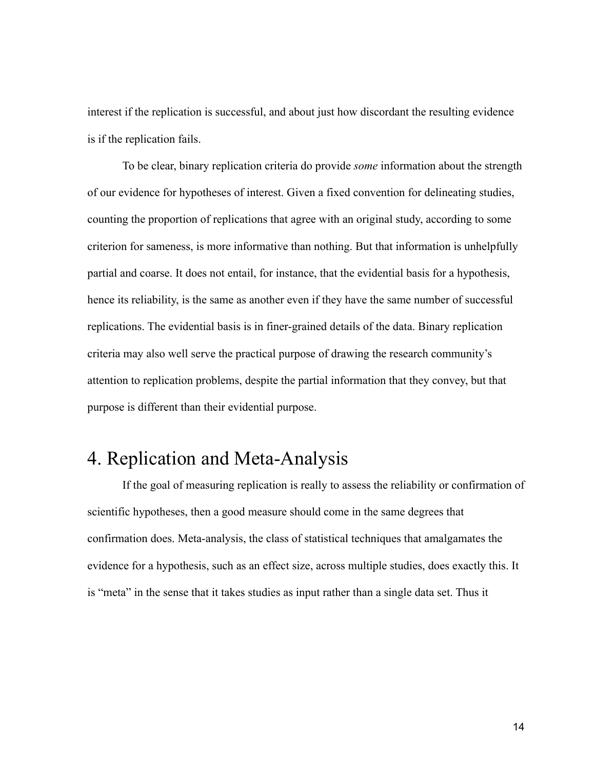interest if the replication is successful, and about just how discordant the resulting evidence is if the replication fails.

To be clear, binary replication criteria do provide *some* information about the strength of our evidence for hypotheses of interest. Given a fixed convention for delineating studies, counting the proportion of replications that agree with an original study, according to some criterion for sameness, is more informative than nothing. But that information is unhelpfully partial and coarse. It does not entail, for instance, that the evidential basis for a hypothesis, hence its reliability, is the same as another even if they have the same number of successful replications. The evidential basis is in finer-grained details of the data. Binary replication criteria may also well serve the practical purpose of drawing the research community's attention to replication problems, despite the partial information that they convey, but that purpose is different than their evidential purpose.

# 4. Replication and Meta-Analysis

If the goal of measuring replication is really to assess the reliability or confirmation of scientific hypotheses, then a good measure should come in the same degrees that confirmation does. Meta-analysis, the class of statistical techniques that amalgamates the evidence for a hypothesis, such as an effect size, across multiple studies, does exactly this. It is "meta" in the sense that it takes studies as input rather than a single data set. Thus it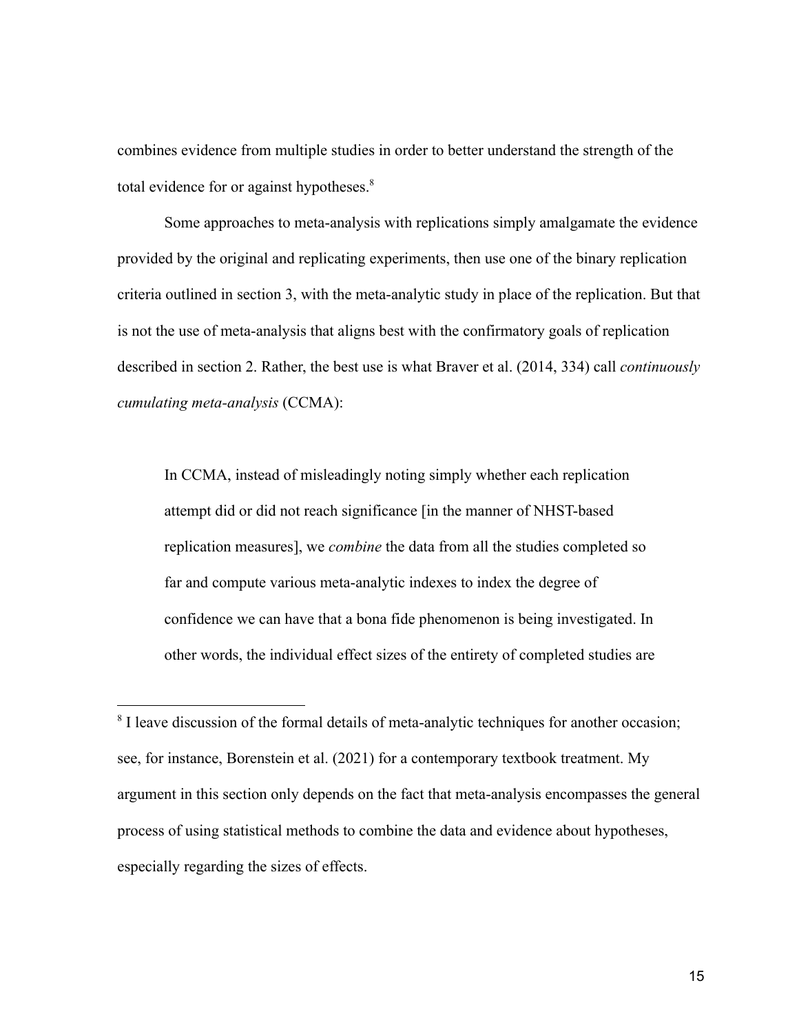combines evidence from multiple studies in order to better understand the strength of the total evidence for or against hypotheses.[8]

Some approaches to meta-analysis with replications simply amalgamate the evidence provided by the original and replicating experiments, then use one of the binary replication criteria outlined in section 3, with the meta-analytic study in place of the replication. But that is not the use of meta-analysis that aligns best with the confirmatory goals of replication described in section 2. Rather, the best use is what Braver et al. (2014, 334) call *continuously cumulating meta-analysis* (CCMA):

> In CCMA, instead of misleadingly noting simply whether each replication attempt did or did not reach significance [in the manner of NHST-based replication measures], we *combine* the data from all the studies completed so far and compute various meta-analytic indexes to index the degree of confidence we can have that a bona fide phenomenon is being investigated. In other words, the individual effect sizes of the entirety of completed studies are

[8] I leave discussion of the formal details of meta-analytic techniques for another occasion; see, for instance, Borenstein et al. (2021) for a contemporary textbook treatment. My argument in this section only depends on the fact that meta-analysis encompasses the general process of using statistical methods to combine the data and evidence about hypotheses, especially regarding the sizes of effects.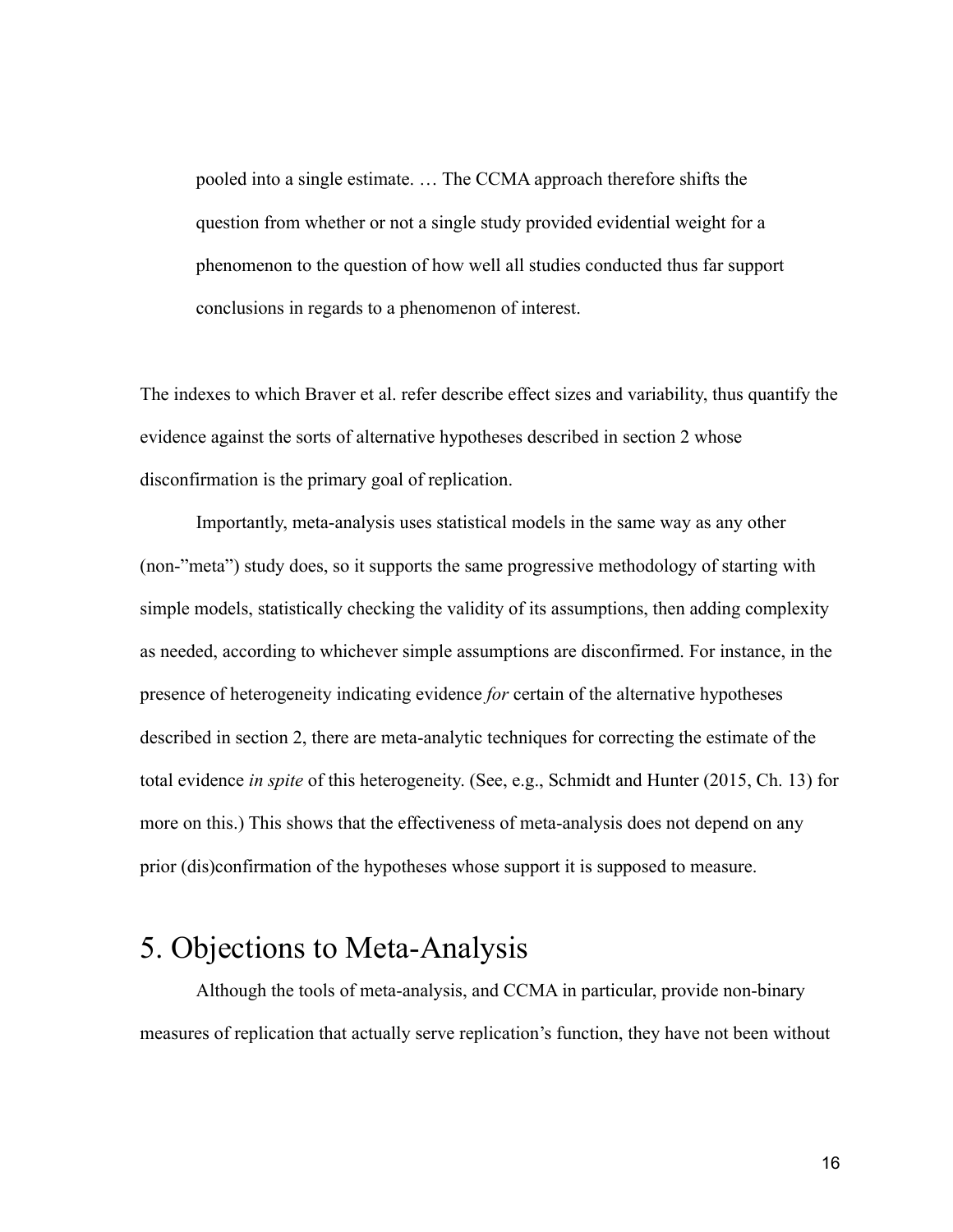> pooled into a single estimate. … The CCMA approach therefore shifts the question from whether or not a single study provided evidential weight for a phenomenon to the question of how well all studies conducted thus far support conclusions in regards to a phenomenon of interest.

The indexes to which Braver et al. refer describe effect sizes and variability, thus quantify the evidence against the sorts of alternative hypotheses described in section 2 whose disconfirmation is the primary goal of replication.

Importantly, meta-analysis uses statistical models in the same way as any other (non-"meta") study does, so it supports the same progressive methodology of starting with simple models, statistically checking the validity of its assumptions, then adding complexity as needed, according to whichever simple assumptions are disconfirmed. For instance, in the presence of heterogeneity indicating evidence *for* certain of the alternative hypotheses described in section 2, there are meta-analytic techniques for correcting the estimate of the total evidence *in spite* of this heterogeneity. (See, e.g., Schmidt and Hunter (2015, Ch. 13) for more on this.) This shows that the effectiveness of meta-analysis does not depend on any prior (dis)confirmation of the hypotheses whose support it is supposed to measure.

# 5. Objections to Meta-Analysis

Although the tools of meta-analysis, and CCMA in particular, provide non-binary measures of replication that actually serve replication's function, they have not been without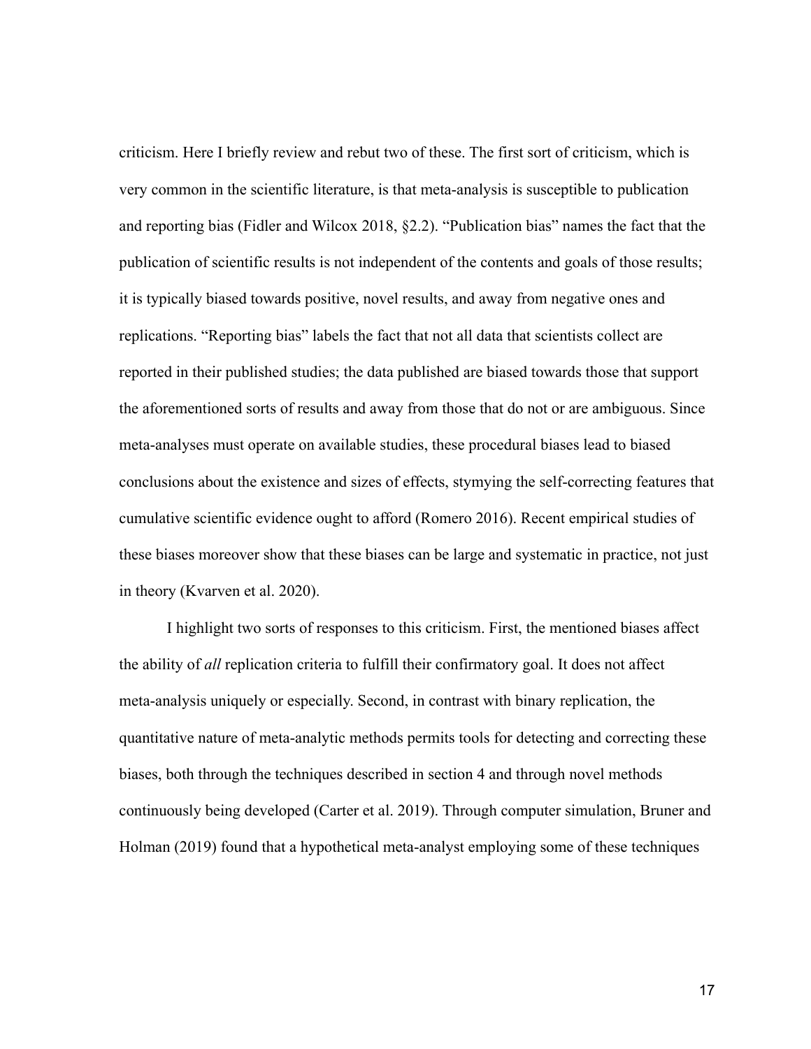criticism. Here I briefly review and rebut two of these. The first sort of criticism, which is very common in the scientific literature, is that meta-analysis is susceptible to publication and reporting bias (Fidler and Wilcox 2018, §2.2). "Publication bias" names the fact that the publication of scientific results is not independent of the contents and goals of those results; it is typically biased towards positive, novel results, and away from negative ones and replications. "Reporting bias" labels the fact that not all data that scientists collect are reported in their published studies; the data published are biased towards those that support the aforementioned sorts of results and away from those that do not or are ambiguous. Since meta-analyses must operate on available studies, these procedural biases lead to biased conclusions about the existence and sizes of effects, stymying the self-correcting features that cumulative scientific evidence ought to afford (Romero 2016). Recent empirical studies of these biases moreover show that these biases can be large and systematic in practice, not just in theory (Kvarven et al. 2020).

I highlight two sorts of responses to this criticism. First, the mentioned biases affect the ability of *all* replication criteria to fulfill their confirmatory goal. It does not affect meta-analysis uniquely or especially. Second, in contrast with binary replication, the quantitative nature of meta-analytic methods permits tools for detecting and correcting these biases, both through the techniques described in section 4 and through novel methods continuously being developed (Carter et al. 2019). Through computer simulation, Bruner and Holman (2019) found that a hypothetical meta-analyst employing some of these techniques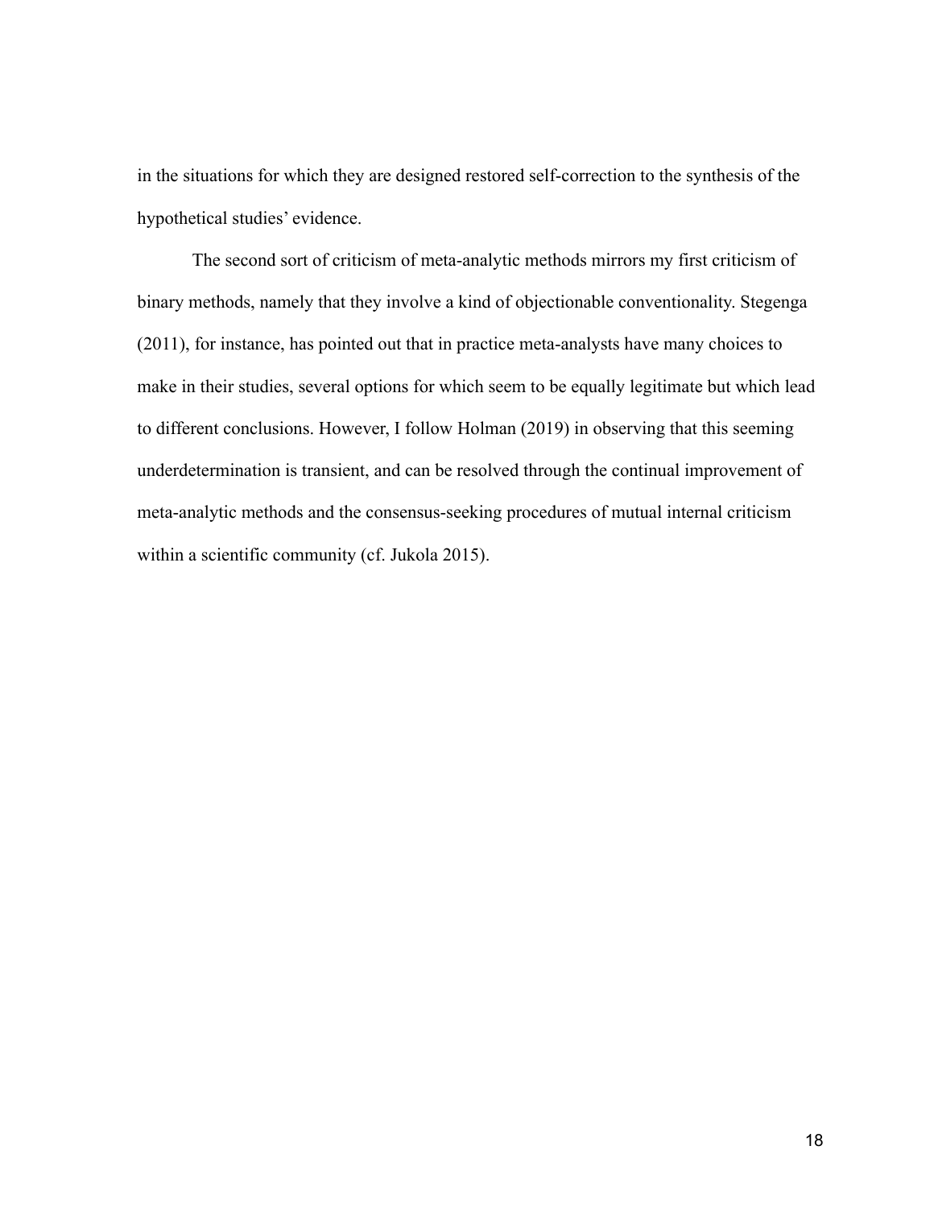in the situations for which they are designed restored self-correction to the synthesis of the hypothetical studies' evidence.

The second sort of criticism of meta-analytic methods mirrors my first criticism of binary methods, namely that they involve a kind of objectionable conventionality. Stegenga (2011), for instance, has pointed out that in practice meta-analysts have many choices to make in their studies, several options for which seem to be equally legitimate but which lead to different conclusions. However, I follow Holman (2019) in observing that this seeming underdetermination is transient, and can be resolved through the continual improvement of meta-analytic methods and the consensus-seeking procedures of mutual internal criticism within a scientific community (cf. Jukola 2015).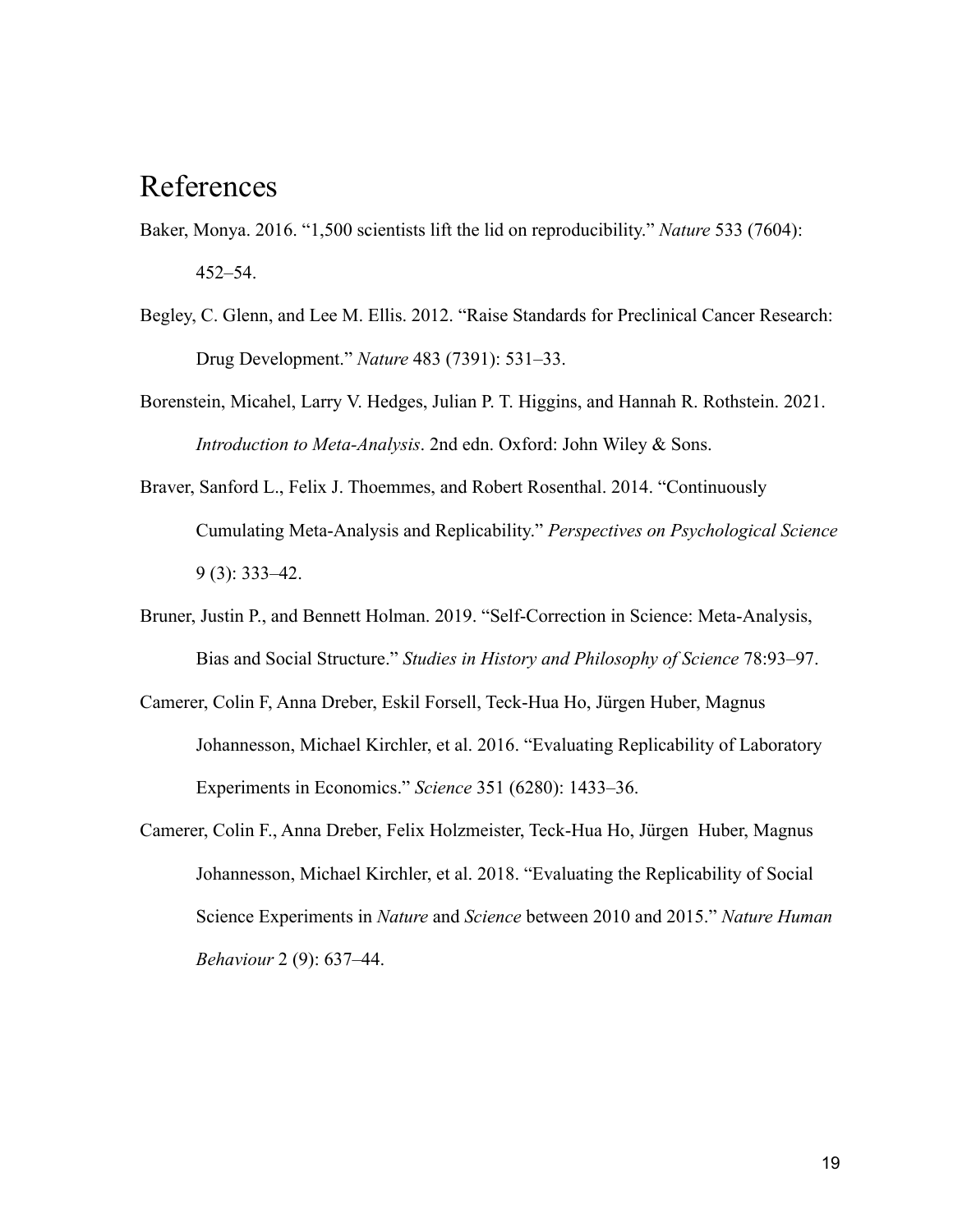# References

Baker, Monya. 2016. "1,500 scientists lift the lid on reproducibility." *Nature* 533 (7604): 452–54.

Begley, C. Glenn, and Lee M. Ellis. 2012. "Raise Standards for Preclinical Cancer Research: Drug Development." *Nature* 483 (7391): 531–33.

Borenstein, Micahel, Larry V. Hedges, Julian P. T. Higgins, and Hannah R. Rothstein. 2021. *Introduction to Meta-Analysis*. 2nd edn. Oxford: John Wiley & Sons.

Braver, Sanford L., Felix J. Thoemmes, and Robert Rosenthal. 2014. "Continuously Cumulating Meta-Analysis and Replicability." *Perspectives on Psychological Science* 9 (3): 333–42.

Bruner, Justin P., and Bennett Holman. 2019. "Self-Correction in Science: Meta-Analysis, Bias and Social Structure." *Studies in History and Philosophy of Science* 78:93–97.

Camerer, Colin F, Anna Dreber, Eskil Forsell, Teck-Hua Ho, Jürgen Huber, Magnus Johannesson, Michael Kirchler, et al. 2016. "Evaluating Replicability of Laboratory Experiments in Economics." *Science* 351 (6280): 1433–36.

Camerer, Colin F., Anna Dreber, Felix Holzmeister, Teck-Hua Ho, Jürgen Huber, Magnus Johannesson, Michael Kirchler, et al. 2018. "Evaluating the Replicability of Social Science Experiments in *Nature* and *Science* between 2010 and 2015." *Nature Human Behaviour* 2 (9): 637–44.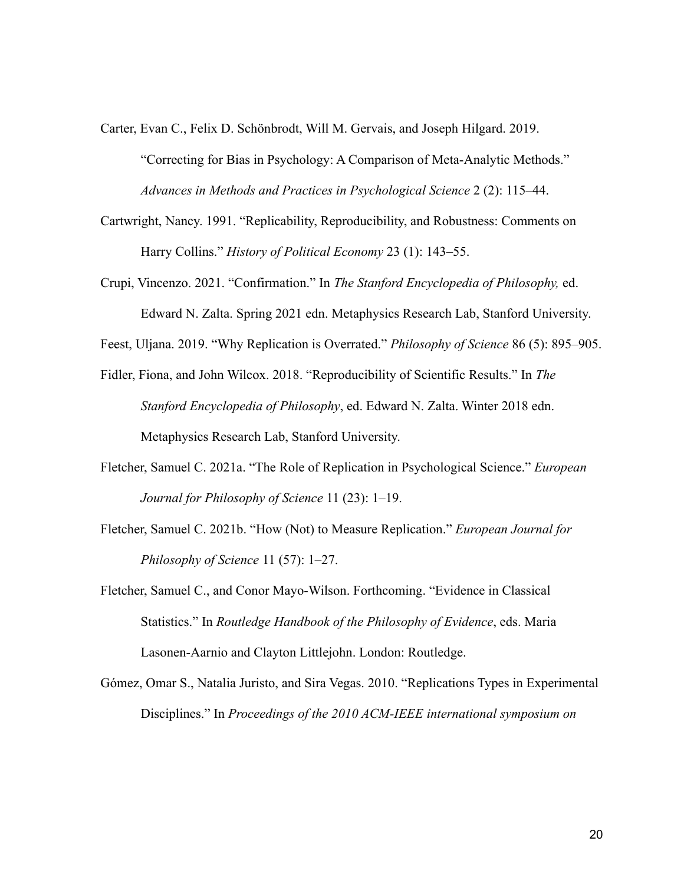Carter, Evan C., Felix D. Schönbrodt, Will M. Gervais, and Joseph Hilgard. 2019. "Correcting for Bias in Psychology: A Comparison of Meta-Analytic Methods." *Advances in Methods and Practices in Psychological Science* 2 (2): 115–44.

Cartwright, Nancy. 1991. "Replicability, Reproducibility, and Robustness: Comments on Harry Collins." *History of Political Economy* 23 (1): 143–55.

Crupi, Vincenzo. 2021. "Confirmation." In *The Stanford Encyclopedia of Philosophy,* ed. Edward N. Zalta. Spring 2021 edn. Metaphysics Research Lab, Stanford University.

Feest, Uljana. 2019. "Why Replication is Overrated." *Philosophy of Science* 86 (5): 895–905.

Fidler, Fiona, and John Wilcox. 2018. "Reproducibility of Scientific Results." In *The Stanford Encyclopedia of Philosophy*, ed. Edward N. Zalta. Winter 2018 edn. Metaphysics Research Lab, Stanford University.

Fletcher, Samuel C. 2021a. "The Role of Replication in Psychological Science." *European Journal for Philosophy of Science* 11 (23): 1–19.

Fletcher, Samuel C. 2021b. "How (Not) to Measure Replication." *European Journal for Philosophy of Science* 11 (57): 1–27.

Fletcher, Samuel C., and Conor Mayo-Wilson. Forthcoming. "Evidence in Classical Statistics." In *Routledge Handbook of the Philosophy of Evidence*, eds. Maria Lasonen-Aarnio and Clayton Littlejohn. London: Routledge.

Gómez, Omar S., Natalia Juristo, and Sira Vegas. 2010. "Replications Types in Experimental Disciplines." In *Proceedings of the 2010 ACM-IEEE international symposium on*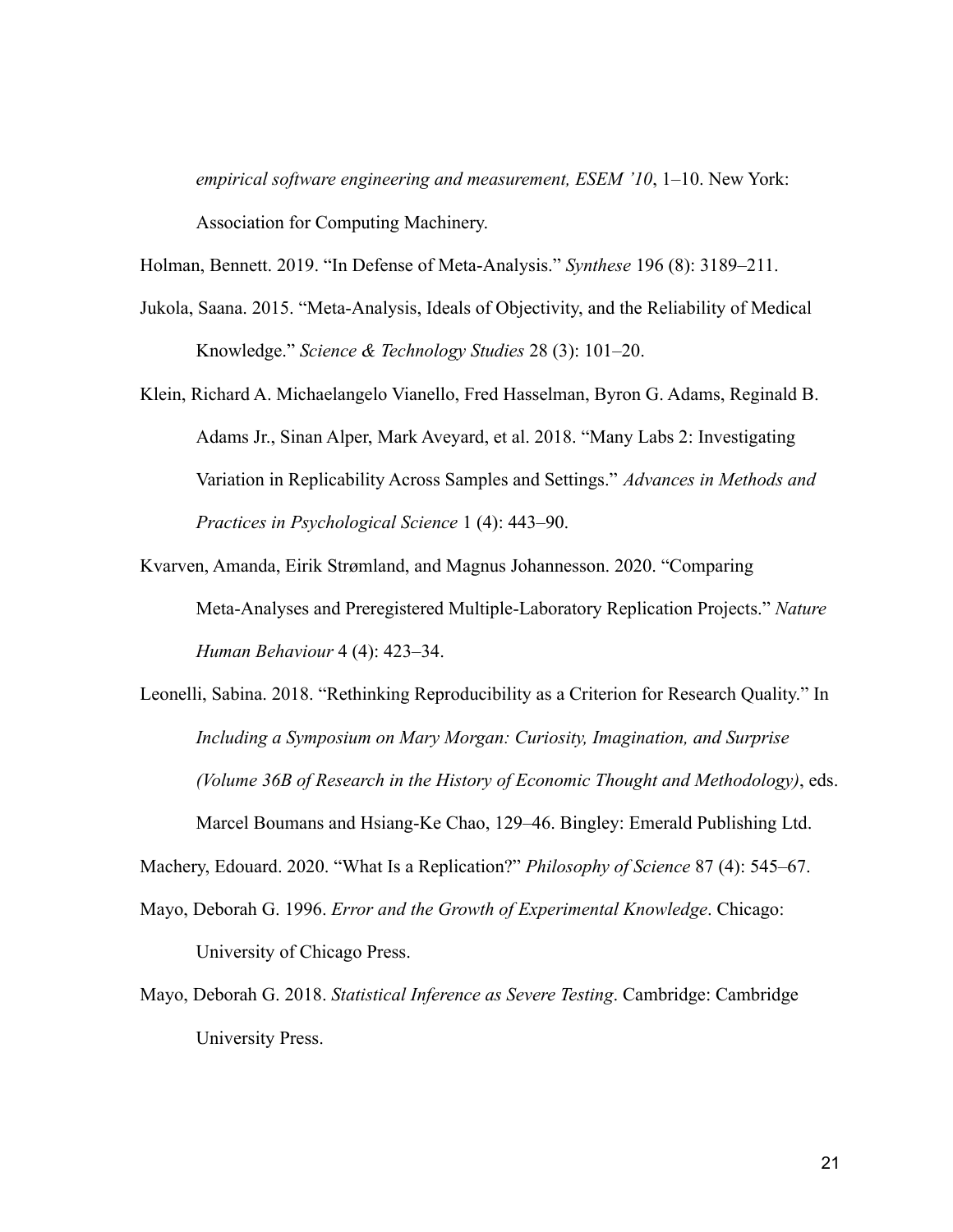*empirical software engineering and measurement, ESEM '10*, 1–10. New York: Association for Computing Machinery.

Holman, Bennett. 2019. "In Defense of Meta-Analysis." *Synthese* 196 (8): 3189–211.

Jukola, Saana. 2015. "Meta-Analysis, Ideals of Objectivity, and the Reliability of Medical Knowledge." *Science & Technology Studies* 28 (3): 101–20.

Klein, Richard A. Michaelangelo Vianello, Fred Hasselman, Byron G. Adams, Reginald B. Adams Jr., Sinan Alper, Mark Aveyard, et al. 2018. "Many Labs 2: Investigating Variation in Replicability Across Samples and Settings." *Advances in Methods and Practices in Psychological Science* 1 (4): 443–90.

Kvarven, Amanda, Eirik Strømland, and Magnus Johannesson. 2020. "Comparing Meta-Analyses and Preregistered Multiple-Laboratory Replication Projects." *Nature Human Behaviour* 4 (4): 423–34.

Leonelli, Sabina. 2018. "Rethinking Reproducibility as a Criterion for Research Quality." In *Including a Symposium on Mary Morgan: Curiosity, Imagination, and Surprise (Volume 36B of Research in the History of Economic Thought and Methodology)*, eds. Marcel Boumans and Hsiang-Ke Chao, 129–46. Bingley: Emerald Publishing Ltd.

Machery, Edouard. 2020. "What Is a Replication?" *Philosophy of Science* 87 (4): 545–67.

Mayo, Deborah G. 1996. *Error and the Growth of Experimental Knowledge*. Chicago: University of Chicago Press.

Mayo, Deborah G. 2018. *Statistical Inference as Severe Testing*. Cambridge: Cambridge University Press.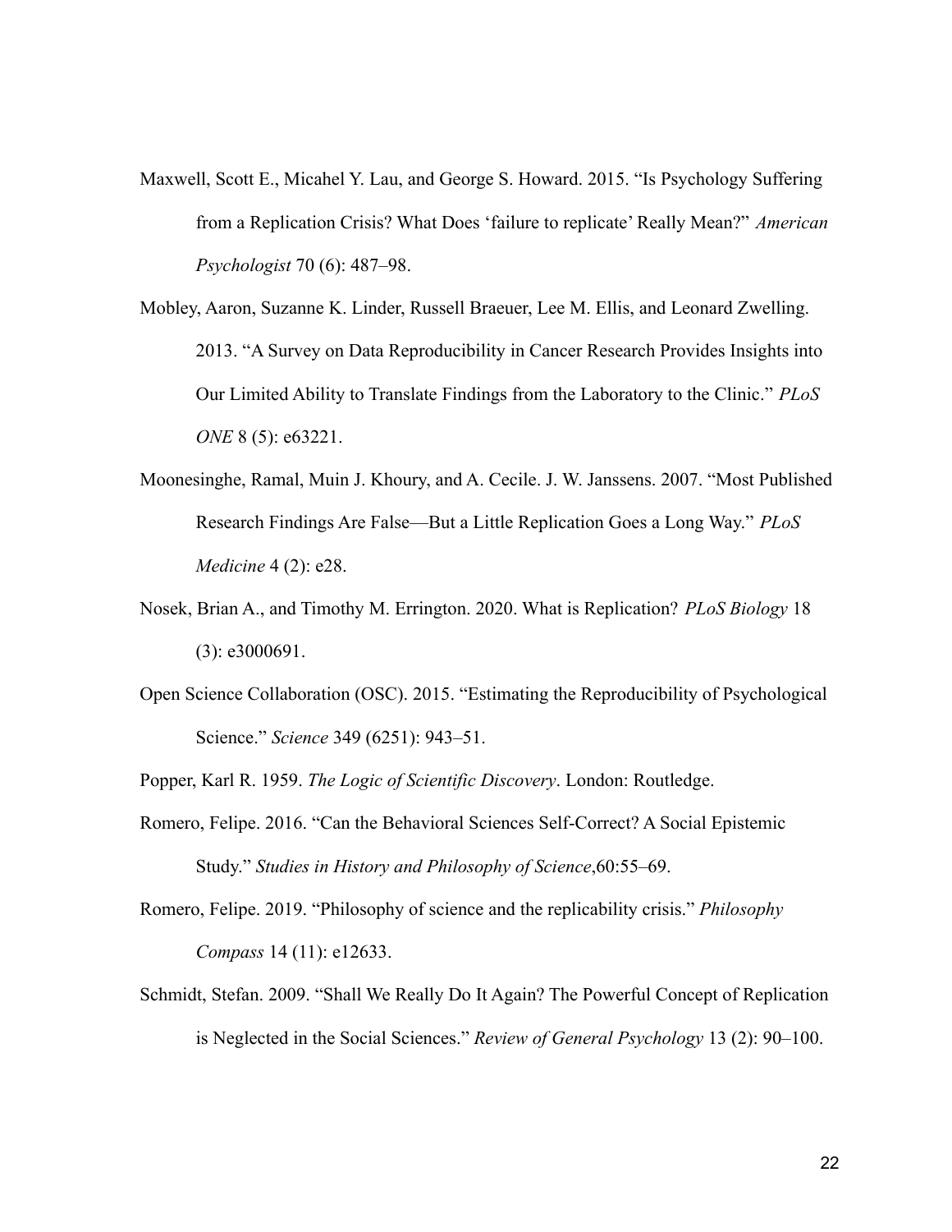Maxwell, Scott E., Micahel Y. Lau, and George S. Howard. 2015. “Is Psychology Suffering from a Replication Crisis? What Does ‘failure to replicate’ Really Mean?” *American Psychologist* 70 (6): 487–98.

Mobley, Aaron, Suzanne K. Linder, Russell Braeuer, Lee M. Ellis, and Leonard Zwelling. 2013. “A Survey on Data Reproducibility in Cancer Research Provides Insights into Our Limited Ability to Translate Findings from the Laboratory to the Clinic.” *PLoS ONE* 8 (5): e63221.

Moonesinghe, Ramal, Muin J. Khoury, and A. Cecile. J. W. Janssens. 2007. “Most Published Research Findings Are False—But a Little Replication Goes a Long Way.” *PLoS Medicine* 4 (2): e28.

Nosek, Brian A., and Timothy M. Errington. 2020. What is Replication? *PLoS Biology* 18 (3): e3000691.

Open Science Collaboration (OSC). 2015. “Estimating the Reproducibility of Psychological Science.” *Science* 349 (6251): 943–51.

Popper, Karl R. 1959. *The Logic of Scientific Discovery*. London: Routledge.

Romero, Felipe. 2016. “Can the Behavioral Sciences Self-Correct? A Social Epistemic Study.” *Studies in History and Philosophy of Science*,60:55–69.

Romero, Felipe. 2019. “Philosophy of science and the replicability crisis.” *Philosophy Compass* 14 (11): e12633.

Schmidt, Stefan. 2009. “Shall We Really Do It Again? The Powerful Concept of Replication is Neglected in the Social Sciences.” *Review of General Psychology* 13 (2): 90–100.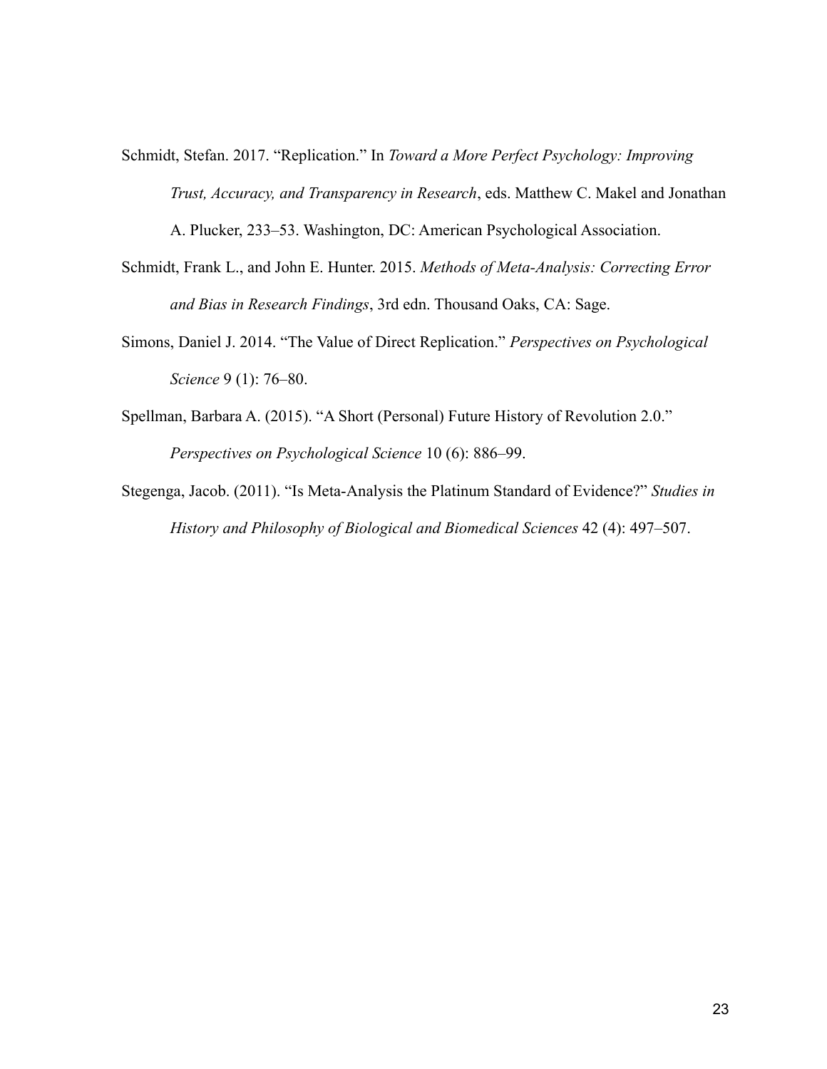Schmidt, Stefan. 2017. "Replication." In *Toward a More Perfect Psychology: Improving Trust, Accuracy, and Transparency in Research*, eds. Matthew C. Makel and Jonathan A. Plucker, 233–53. Washington, DC: American Psychological Association.

Schmidt, Frank L., and John E. Hunter. 2015. *Methods of Meta-Analysis: Correcting Error and Bias in Research Findings*, 3rd edn. Thousand Oaks, CA: Sage.

Simons, Daniel J. 2014. "The Value of Direct Replication." *Perspectives on Psychological Science* 9 (1): 76–80.

Spellman, Barbara A. (2015). "A Short (Personal) Future History of Revolution 2.0." *Perspectives on Psychological Science* 10 (6): 886–99.

Stegenga, Jacob. (2011). "Is Meta-Analysis the Platinum Standard of Evidence?" *Studies in History and Philosophy of Biological and Biomedical Sciences* 42 (4): 497–507.